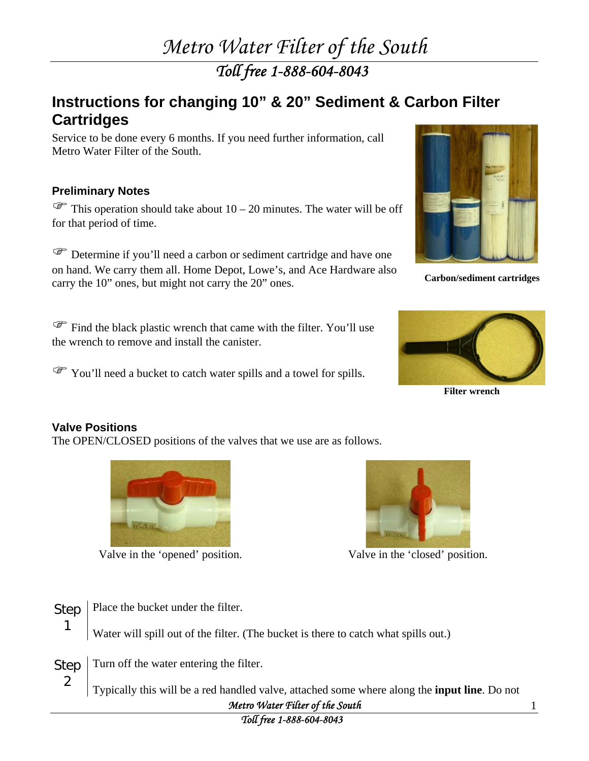# Metro Water Filter of the South

*Toll free 1-888-604-8043*

## Instructions for changing 10" & 20" Sediment & Carbon Filter Cartridges

Service to be done every 6 months. If you need further information, call Metro Water Filter of the South.

### Preliminary Notes

☞ This operation should take about 10 – 20 minutes. The water will be off for that period of time.

☞ Determine if you'll need a carbon or sediment cartridge and have one on hand. We carry them all. Home Depot, Lowe's, and Ace Hardware also carry the 10" ones, but might not carry the 20" ones.

**Carbon/sediment cartridges**

☞ Find the black plastic wrench that came with the filter. You'll use the wrench to remove and install the canister.

☞ You'll need a bucket to catch water spills and a towel for spills.

**Filter wrench**

### Valve Positions

The OPEN/CLOSED positions of the valves that we use are as follows.

Valve in the 'opened' position.

Valve in the 'closed' position.

**Step 1** Place the bucket under the filter.

Water will spill out of the filter. (The bucket is there to catch what spills out.)

**Step 2** Turn off the water entering the filter.

Typically this will be a red handled valve, attached some where along the **input line**. Do not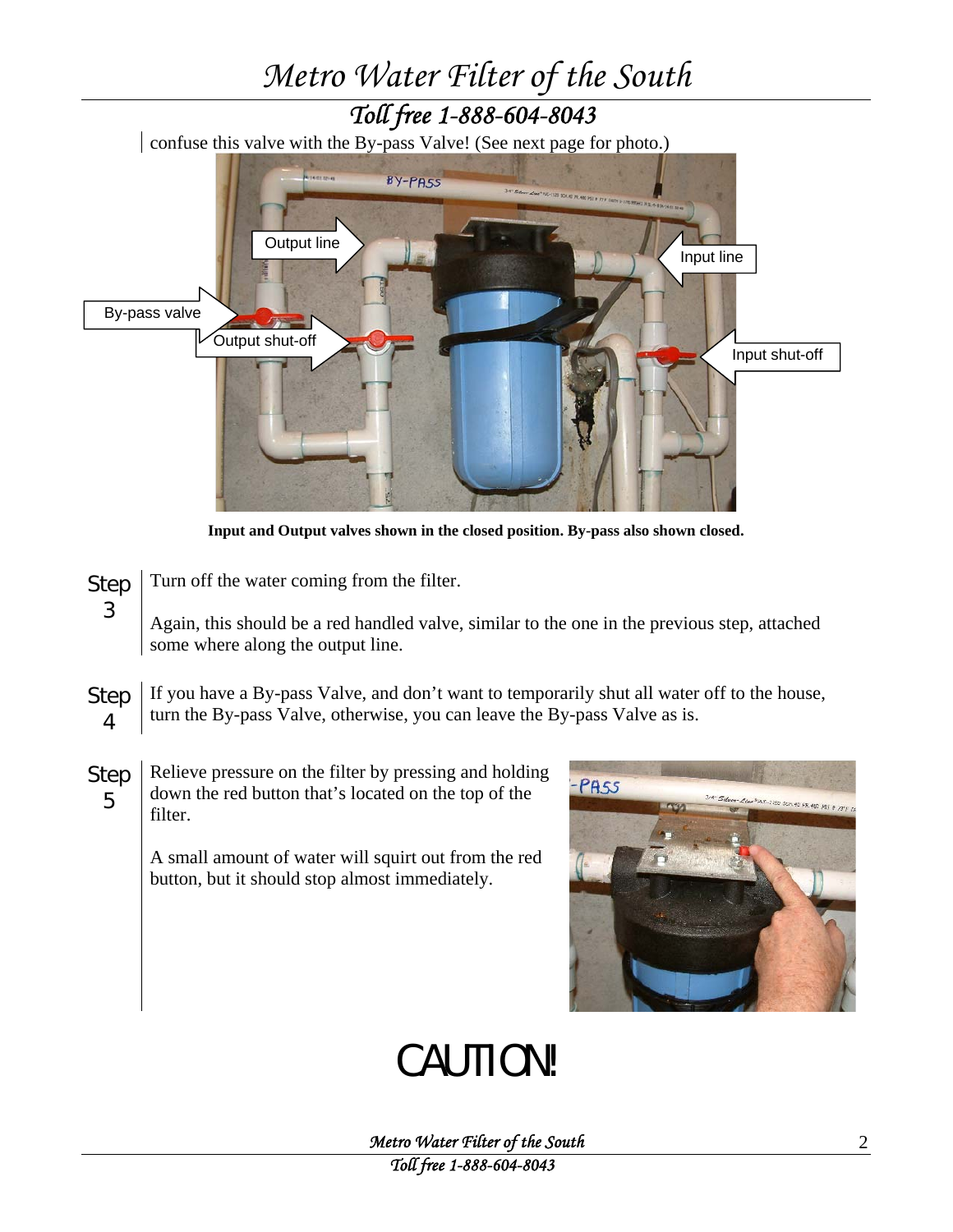confuse this valve with the By-pass Valve! (See next page for photo.)

**Input and Output valves shown in the closed position. By-pass also shown closed.**

**Step 3** Turn off the water coming from the filter.

Again, this should be a red handled valve, similar to the one in the previous step, attached some where along the output line.

**Step 4** If you have a By-pass Valve, and don't want to temporarily shut all water off to the house, turn the By-pass Valve, otherwise, you can leave the By-pass Valve as is.

**Step 5** Relieve pressure on the filter by pressing and holding down the red button that's located on the top of the filter.

A small amount of water will squirt out from the red button, but it should stop almost immediately.

# CAUTION!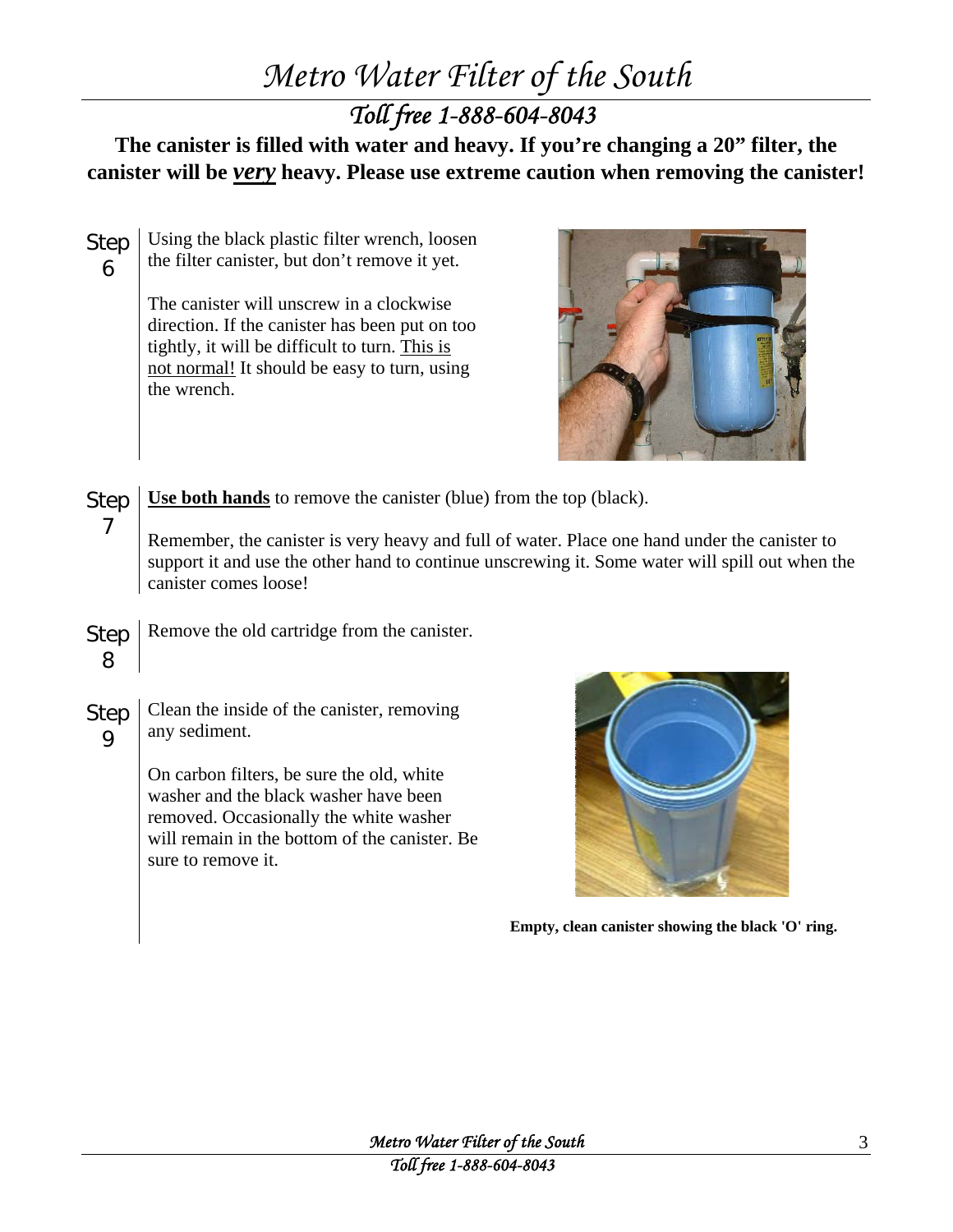**The canister is filled with water and heavy. If you're changing a 20" filter, the canister will be *very* heavy. Please use extreme caution when removing the canister!**

**Step 6**

Using the black plastic filter wrench, loosen the filter canister, but don't remove it yet.

The canister will unscrew in a clockwise direction. If the canister has been put on too tightly, it will be difficult to turn. This is not normal! It should be easy to turn, using the wrench.

**Step 7**

**Use both hands** to remove the canister (blue) from the top (black).

Remember, the canister is very heavy and full of water. Place one hand under the canister to support it and use the other hand to continue unscrewing it. Some water will spill out when the canister comes loose!

**Step 8**

Remove the old cartridge from the canister.

**Step 9**

Clean the inside of the canister, removing any sediment.

On carbon filters, be sure the old, white washer and the black washer have been removed. Occasionally the white washer will remain in the bottom of the canister. Be sure to remove it.

**Empty, clean canister showing the black 'O' ring.**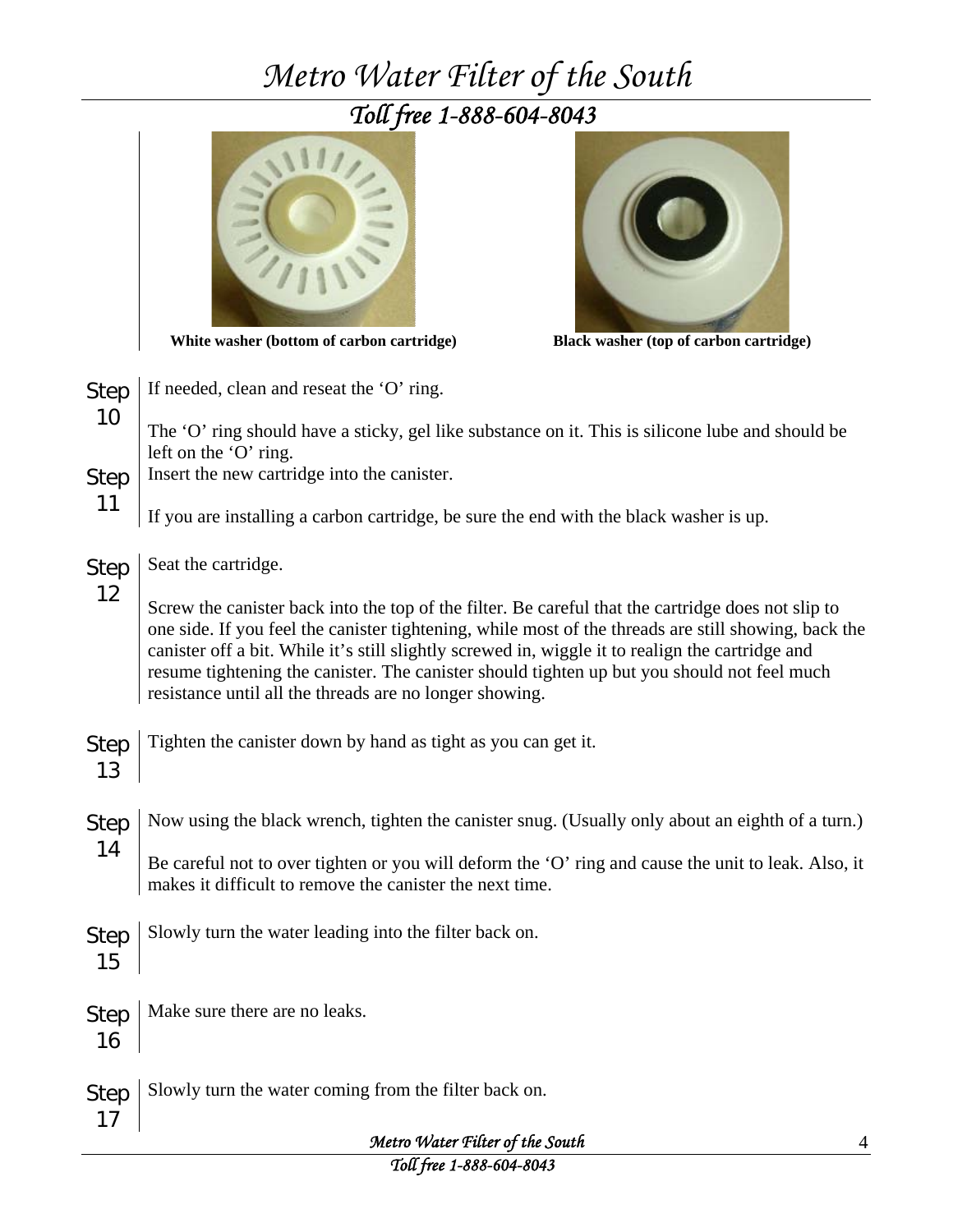**White washer (bottom of carbon cartridge)**

**Black washer (top of carbon cartridge)**

**Step 10** If needed, clean and reseat the 'O' ring.

The 'O' ring should have a sticky, gel like substance on it. This is silicone lube and should be left on the 'O' ring.

**Step 11** Insert the new cartridge into the canister.

If you are installing a carbon cartridge, be sure the end with the black washer is up.

**Step 12** Seat the cartridge.

Screw the canister back into the top of the filter. Be careful that the cartridge does not slip to one side. If you feel the canister tightening, while most of the threads are still showing, back the canister off a bit. While it's still slightly screwed in, wiggle it to realign the cartridge and resume tightening the canister. The canister should tighten up but you should not feel much resistance until all the threads are no longer showing.

**Step 13** Tighten the canister down by hand as tight as you can get it.

**Step 14** Now using the black wrench, tighten the canister snug. (Usually only about an eighth of a turn.)

Be careful not to over tighten or you will deform the 'O' ring and cause the unit to leak. Also, it makes it difficult to remove the canister the next time.

**Step 15** Slowly turn the water leading into the filter back on.

**Step 16** Make sure there are no leaks.

**Step 17** Slowly turn the water coming from the filter back on.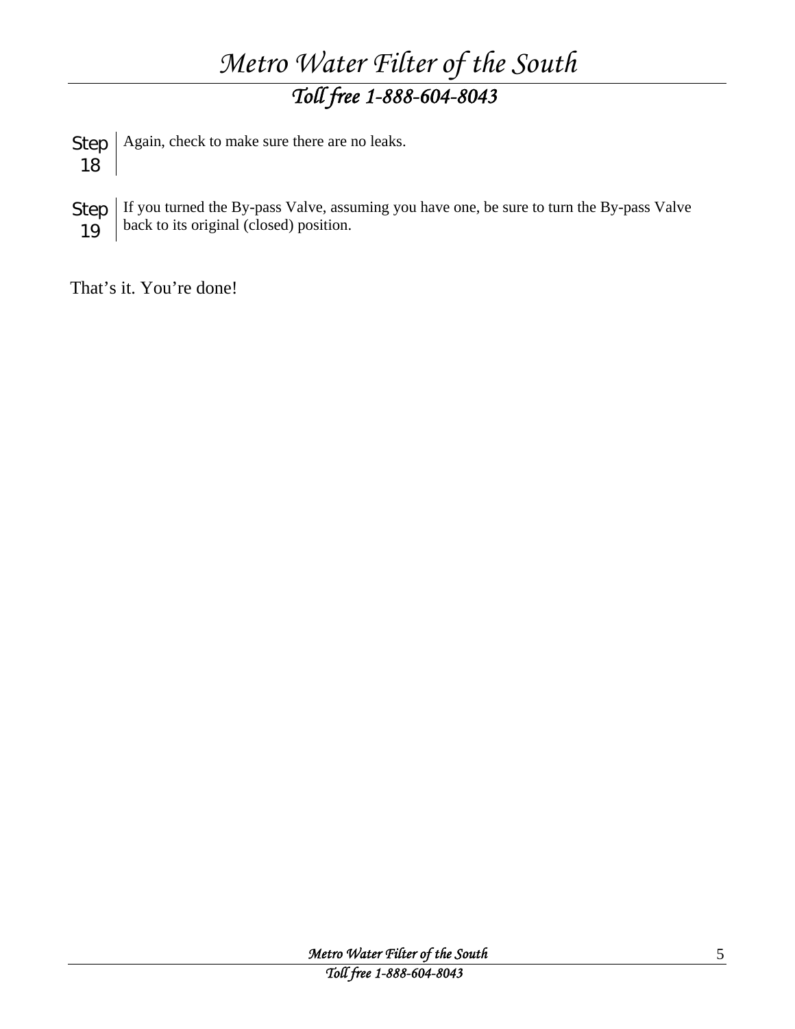**Step 18** Again, check to make sure there are no leaks.

**Step 19** If you turned the By-pass Valve, assuming you have one, be sure to turn the By-pass Valve back to its original (closed) position.

That's it. You're done!